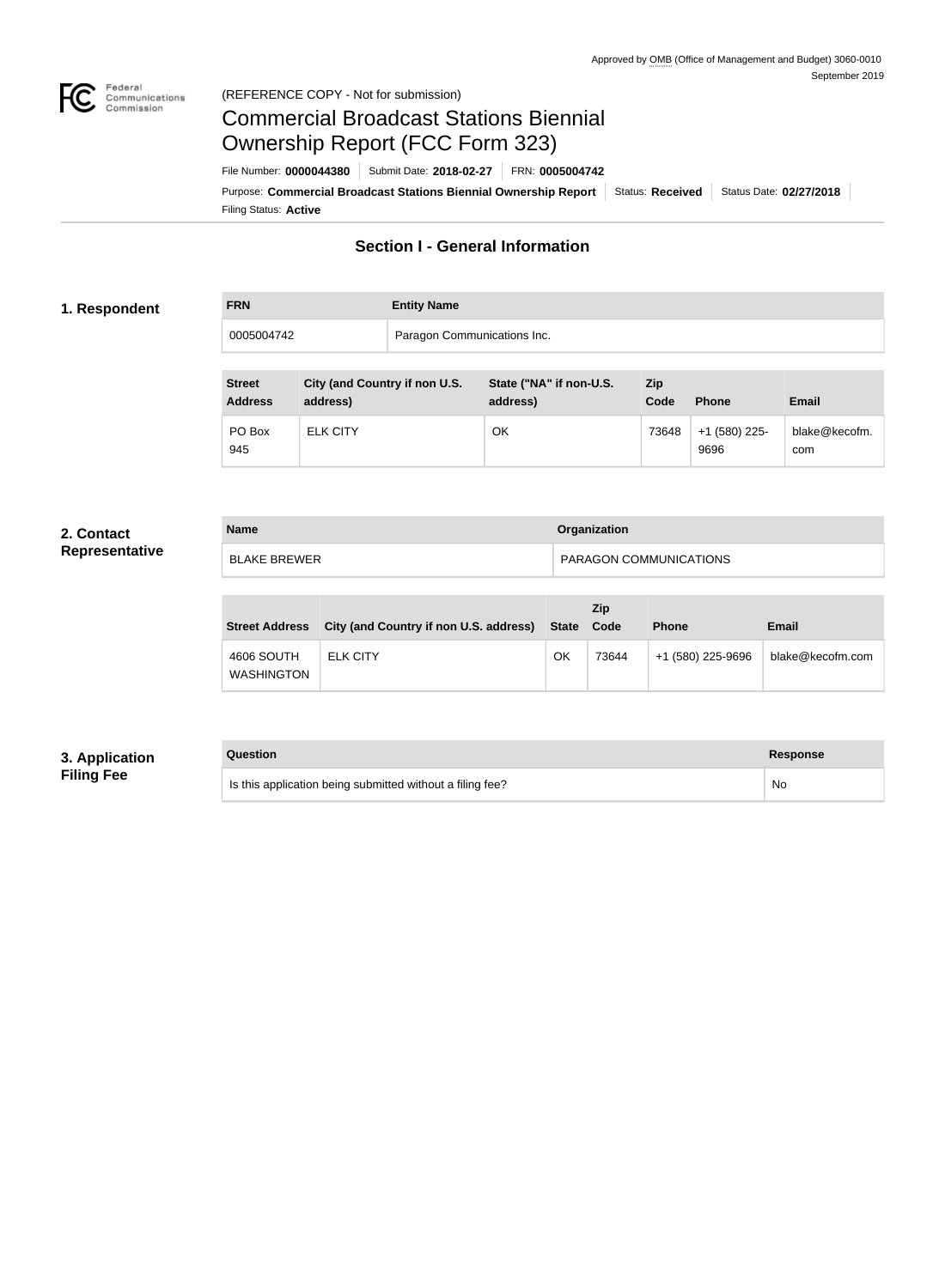(REFERENCE COPY - Not for submission)

# Commercial Broadcast Stations Biennial Ownership Report (FCC Form 323)

File Number: **0000044380** | Submit Date: **2018-02-27** | FRN: **0005004742**

Purpose: **Commercial Broadcast Stations Biennial Ownership Report** | Status: **Received** | Status Date: **02/27/2018**

Filing Status: **Active**

## Section I - General Information

### 1. Respondent

| FRN | Entity Name |
| --- | --- |
| 0005004742 | Paragon Communications Inc. |

| Street Address | City (and Country if non U.S. address) | State ("NA" if non-U.S. address) | Zip Code | Phone | Email |
| --- | --- | --- | --- | --- | --- |
| PO Box 945 | ELK CITY | OK | 73648 | +1 (580) 225-9696 | blake@kecofm.com |

### 2. Contact Representative

| Name | Organization |
| --- | --- |
| BLAKE BREWER | PARAGON COMMUNICATIONS |

| Street Address | City (and Country if non U.S. address) | State | Zip Code | Phone | Email |
| --- | --- | --- | --- | --- | --- |
| 4606 SOUTH WASHINGTON | ELK CITY | OK | 73644 | +1 (580) 225-9696 | blake@kecofm.com |

### 3. Application Filing Fee

| Question | Response |
| --- | --- |
| Is this application being submitted without a filing fee? | No |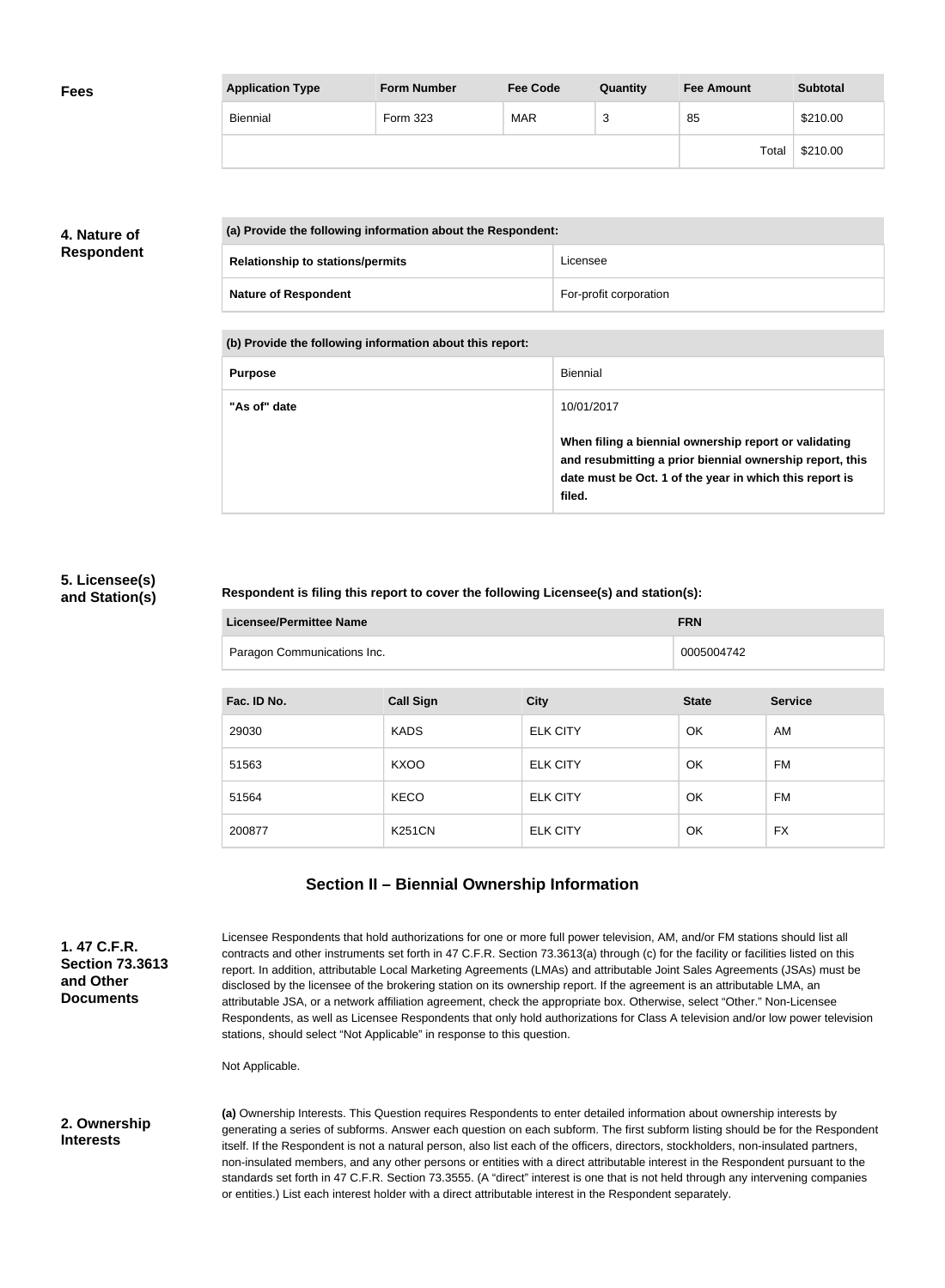**Fees**

| Application Type | Form Number | Fee Code | Quantity | Fee Amount | Subtotal |
|---|---|---|---|---|---|
| Biennial | Form 323 | MAR | 3 | 85 | $210.00 |
| | | | | Total | $210.00 |

**4. Nature of Respondent**

| (a) Provide the following information about the Respondent: | |
|---|---|
| Relationship to stations/permits | Licensee |
| Nature of Respondent | For-profit corporation |

| (b) Provide the following information about this report: | |
|---|---|
| Purpose | Biennial |
| "As of" date | 10/01/2017<br><br>**When filing a biennial ownership report or validating and resubmitting a prior biennial ownership report, this date must be Oct. 1 of the year in which this report is filed.** |

**5. Licensee(s) and Station(s)**

**Respondent is filing this report to cover the following Licensee(s) and station(s):**

| Licensee/Permittee Name | FRN |
|---|---|
| Paragon Communications Inc. | 0005004742 |

| Fac. ID No. | Call Sign | City | State | Service |
|---|---|---|---|---|
| 29030 | KADS | ELK CITY | OK | AM |
| 51563 | KXOO | ELK CITY | OK | FM |
| 51564 | KECO | ELK CITY | OK | FM |
| 200877 | K251CN | ELK CITY | OK | FX |

## Section II – Biennial Ownership Information

**1. 47 C.F.R. Section 73.3613 and Other Documents**

Licensee Respondents that hold authorizations for one or more full power television, AM, and/or FM stations should list all contracts and other instruments set forth in 47 C.F.R. Section 73.3613(a) through (c) for the facility or facilities listed on this report. In addition, attributable Local Marketing Agreements (LMAs) and attributable Joint Sales Agreements (JSAs) must be disclosed by the licensee of the brokering station on its ownership report. If the agreement is an attributable LMA, an attributable JSA, or a network affiliation agreement, check the appropriate box. Otherwise, select "Other." Non-Licensee Respondents, as well as Licensee Respondents that only hold authorizations for Class A television and/or low power television stations, should select "Not Applicable" in response to this question.

Not Applicable.

**2. Ownership Interests**

**(a)** Ownership Interests. This Question requires Respondents to enter detailed information about ownership interests by generating a series of subforms. Answer each question on each subform. The first subform listing should be for the Respondent itself. If the Respondent is not a natural person, also list each of the officers, directors, stockholders, non-insulated partners, non-insulated members, and any other persons or entities with a direct attributable interest in the Respondent pursuant to the standards set forth in 47 C.F.R. Section 73.3555. (A "direct" interest is one that is not held through any intervening companies or entities.) List each interest holder with a direct attributable interest in the Respondent separately.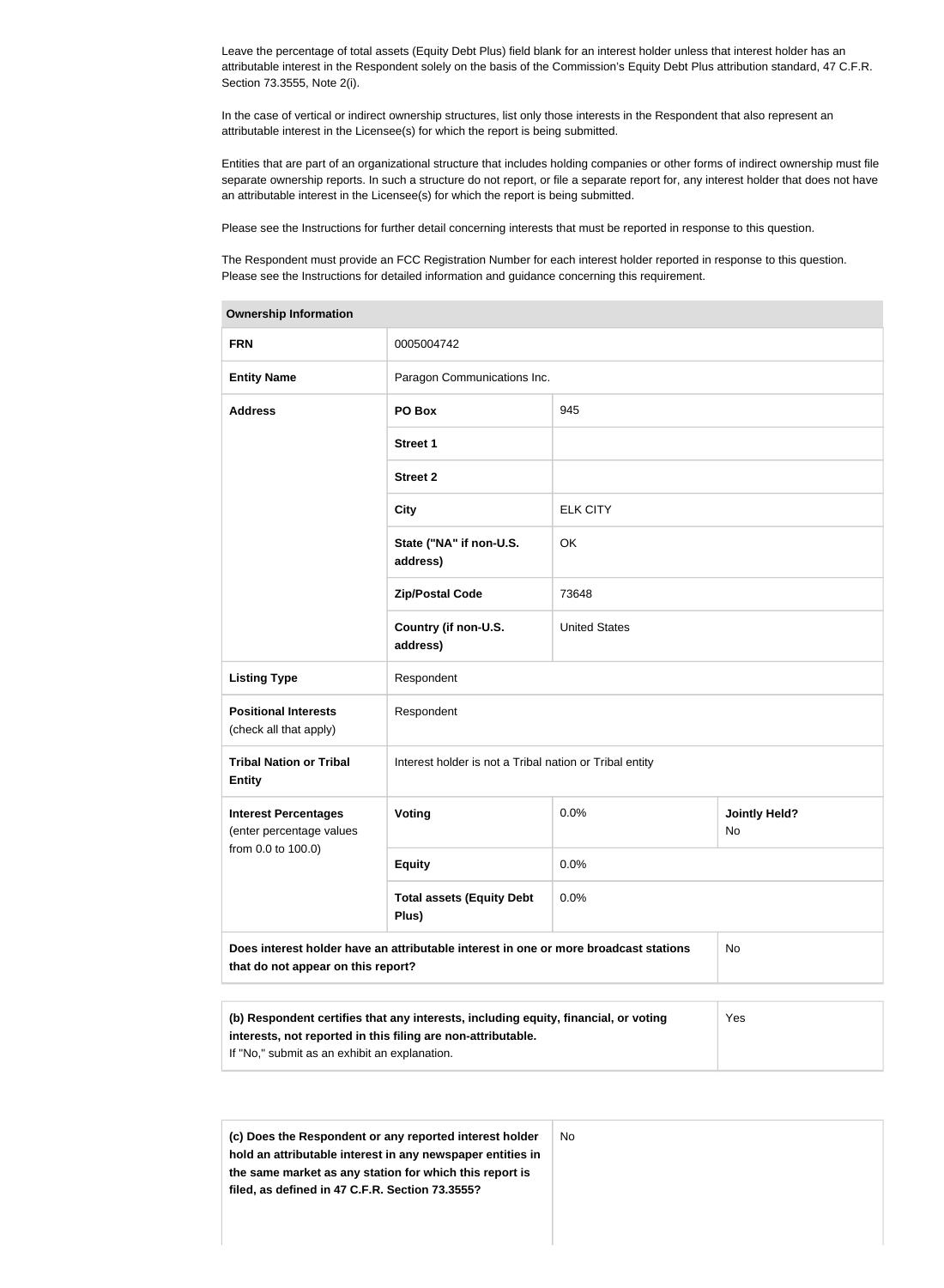Leave the percentage of total assets (Equity Debt Plus) field blank for an interest holder unless that interest holder has an attributable interest in the Respondent solely on the basis of the Commission's Equity Debt Plus attribution standard, 47 C.F.R. Section 73.3555, Note 2(i).

In the case of vertical or indirect ownership structures, list only those interests in the Respondent that also represent an attributable interest in the Licensee(s) for which the report is being submitted.

Entities that are part of an organizational structure that includes holding companies or other forms of indirect ownership must file separate ownership reports. In such a structure do not report, or file a separate report for, any interest holder that does not have an attributable interest in the Licensee(s) for which the report is being submitted.

Please see the Instructions for further detail concerning interests that must be reported in response to this question.

The Respondent must provide an FCC Registration Number for each interest holder reported in response to this question. Please see the Instructions for detailed information and guidance concerning this requirement.

| **Ownership Information** | | | |
|---|---|---|---|
| **FRN** | 0005004742 | | |
| **Entity Name** | Paragon Communications Inc. | | |
| **Address** | **PO Box** | 945 | |
| | **Street 1** | | |
| | **Street 2** | | |
| | **City** | ELK CITY | |
| | **State ("NA" if non-U.S. address)** | OK | |
| | **Zip/Postal Code** | 73648 | |
| | **Country (if non-U.S. address)** | United States | |
| **Listing Type** | Respondent | | |
| **Positional Interests** (check all that apply) | Respondent | | |
| **Tribal Nation or Tribal Entity** | Interest holder is not a Tribal nation or Tribal entity | | |
| **Interest Percentages** (enter percentage values from 0.0 to 100.0) | **Voting** | 0.0% | **Jointly Held?** No |
| | **Equity** | 0.0% | |
| | **Total assets (Equity Debt Plus)** | 0.0% | |
| **Does interest holder have an attributable interest in one or more broadcast stations that do not appear on this report?** | | | No |

| | |
|---|---|
| **(b) Respondent certifies that any interests, including equity, financial, or voting interests, not reported in this filing are non-attributable.** If "No," submit as an exhibit an explanation. | Yes |

| | |
|---|---|
| **(c) Does the Respondent or any reported interest holder hold an attributable interest in any newspaper entities in the same market as any station for which this report is filed, as defined in 47 C.F.R. Section 73.3555?** | No |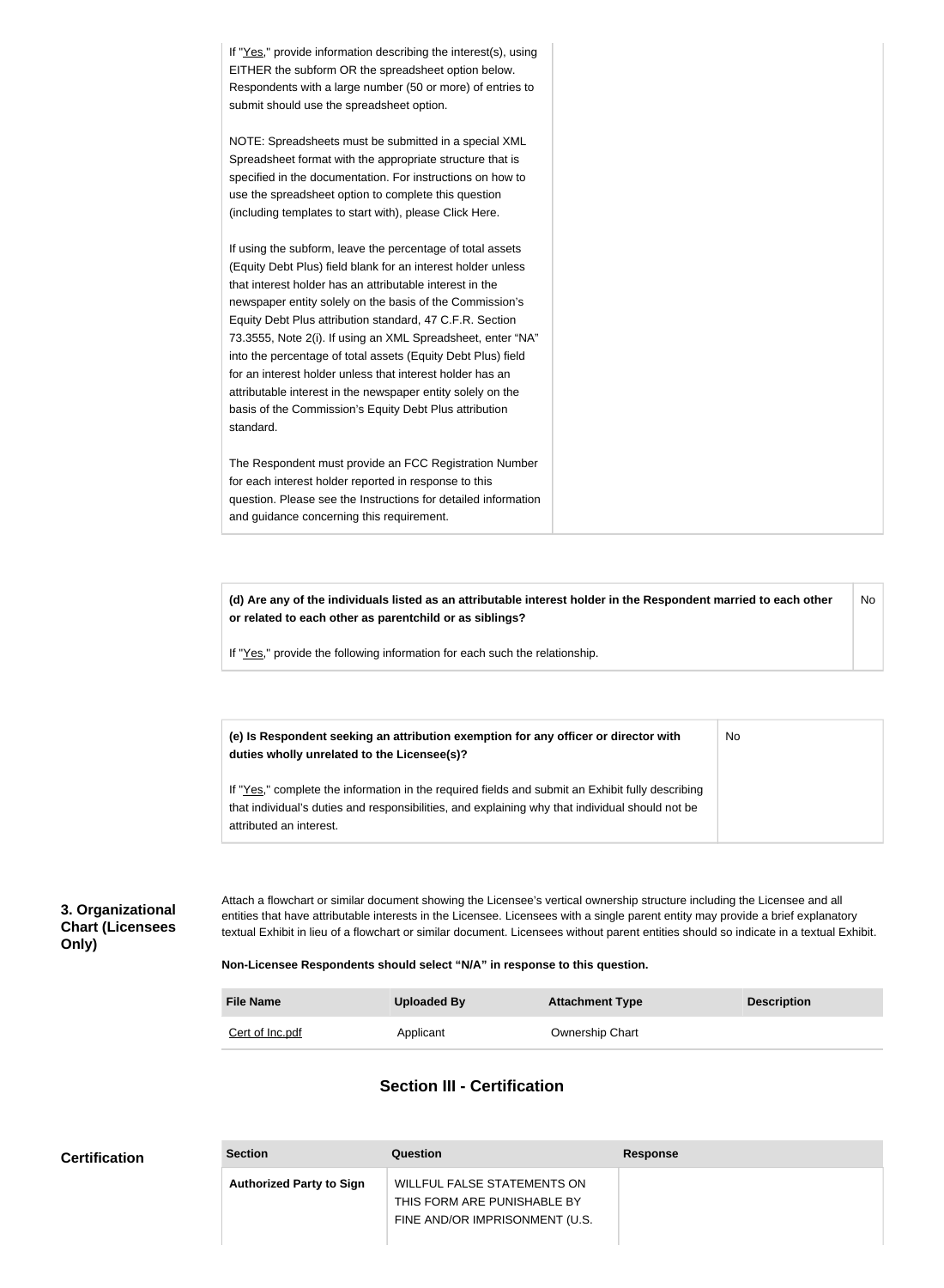| | |
|---|---|
| If "Yes," provide information describing the interest(s), using EITHER the subform OR the spreadsheet option below. Respondents with a large number (50 or more) of entries to submit should use the spreadsheet option.<br><br>NOTE: Spreadsheets must be submitted in a special XML Spreadsheet format with the appropriate structure that is specified in the documentation. For instructions on how to use the spreadsheet option to complete this question (including templates to start with), please Click Here.<br><br>If using the subform, leave the percentage of total assets (Equity Debt Plus) field blank for an interest holder unless that interest holder has an attributable interest in the newspaper entity solely on the basis of the Commission's Equity Debt Plus attribution standard, 47 C.F.R. Section 73.3555, Note 2(i). If using an XML Spreadsheet, enter "NA" into the percentage of total assets (Equity Debt Plus) field for an interest holder unless that interest holder has an attributable interest in the newspaper entity solely on the basis of the Commission's Equity Debt Plus attribution standard.<br><br>The Respondent must provide an FCC Registration Number for each interest holder reported in response to this question. Please see the Instructions for detailed information and guidance concerning this requirement. | |

| | |
|---|---|
| **(d) Are any of the individuals listed as an attributable interest holder in the Respondent married to each other or related to each other as parentchild or as siblings?**<br><br>If "Yes," provide the following information for each such the relationship. | No |

| | |
|---|---|
| **(e) Is Respondent seeking an attribution exemption for any officer or director with duties wholly unrelated to the Licensee(s)?**<br><br>If "Yes," complete the information in the required fields and submit an Exhibit fully describing that individual's duties and responsibilities, and explaining why that individual should not be attributed an interest. | No |

**3. Organizational Chart (Licensees Only)**

Attach a flowchart or similar document showing the Licensee's vertical ownership structure including the Licensee and all entities that have attributable interests in the Licensee. Licensees with a single parent entity may provide a brief explanatory textual Exhibit in lieu of a flowchart or similar document. Licensees without parent entities should so indicate in a textual Exhibit.

**Non-Licensee Respondents should select "N/A" in response to this question.**

| File Name | Uploaded By | Attachment Type | Description |
|---|---|---|---|
| Cert of Inc.pdf | Applicant | Ownership Chart | |

## Section III - Certification

**Certification**

| Section | Question | Response |
|---|---|---|
| **Authorized Party to Sign** | WILLFUL FALSE STATEMENTS ON THIS FORM ARE PUNISHABLE BY FINE AND/OR IMPRISONMENT (U.S. | |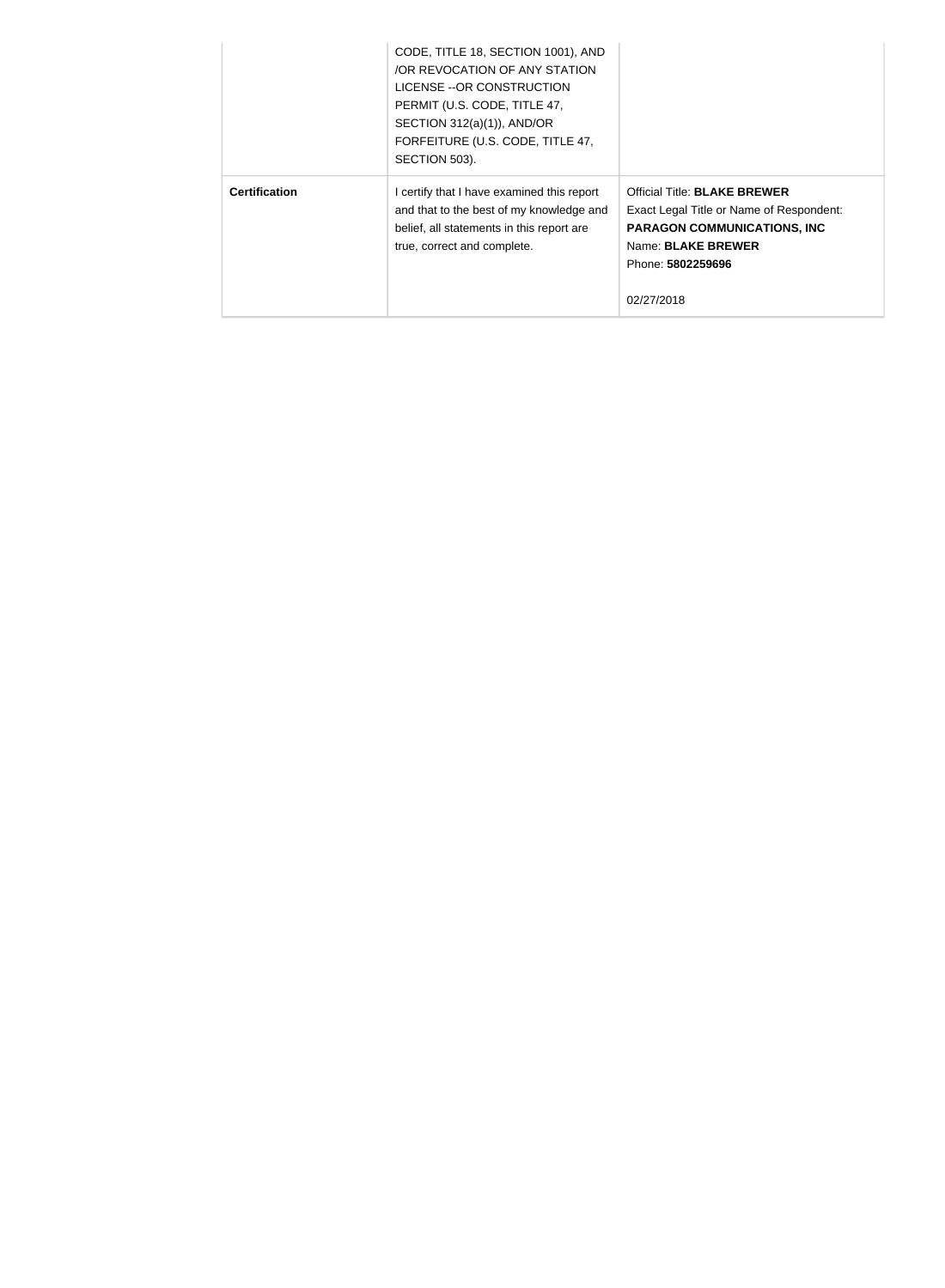| | | |
|---|---|---|
| | CODE, TITLE 18, SECTION 1001), AND /OR REVOCATION OF ANY STATION LICENSE --OR CONSTRUCTION PERMIT (U.S. CODE, TITLE 47, SECTION 312(a)(1)), AND/OR FORFEITURE (U.S. CODE, TITLE 47, SECTION 503). | |
| **Certification** | I certify that I have examined this report and that to the best of my knowledge and belief, all statements in this report are true, correct and complete. | Official Title: **BLAKE BREWER**<br>Exact Legal Title or Name of Respondent: **PARAGON COMMUNICATIONS, INC**<br>Name: **BLAKE BREWER**<br>Phone: **5802259696**<br><br>02/27/2018 |